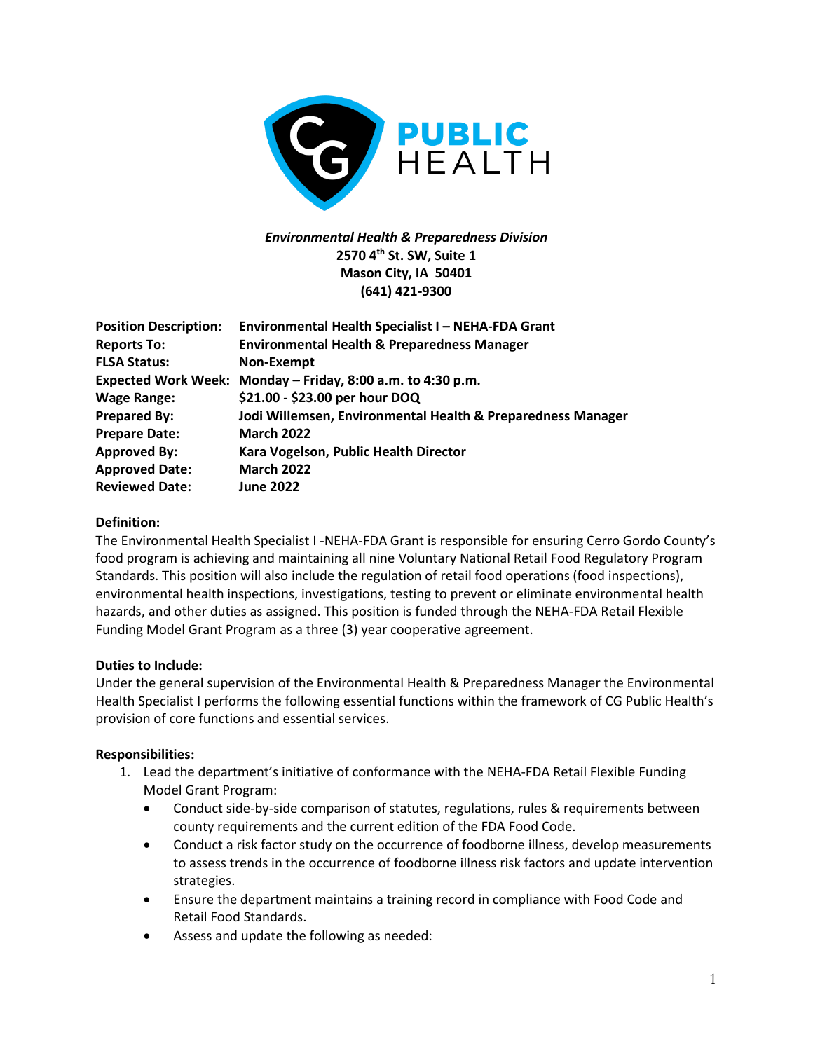CG PUBLIC HEALTH

*Environmental Health & Preparedness Division*
**2570 4th St. SW, Suite 1**
**Mason City, IA 50401**
**(641) 421-9300**

| | |
|---|---|
| **Position Description:** | **Environmental Health Specialist I – NEHA-FDA Grant** |
| **Reports To:** | **Environmental Health & Preparedness Manager** |
| **FLSA Status:** | **Non-Exempt** |
| **Expected Work Week:** | **Monday – Friday, 8:00 a.m. to 4:30 p.m.** |
| **Wage Range:** | **$21.00 - $23.00 per hour DOQ** |
| **Prepared By:** | **Jodi Willemsen, Environmental Health & Preparedness Manager** |
| **Prepare Date:** | **March 2022** |
| **Approved By:** | **Kara Vogelson, Public Health Director** |
| **Approved Date:** | **March 2022** |
| **Reviewed Date:** | **June 2022** |

**Definition:**
The Environmental Health Specialist I -NEHA-FDA Grant is responsible for ensuring Cerro Gordo County's food program is achieving and maintaining all nine Voluntary National Retail Food Regulatory Program Standards. This position will also include the regulation of retail food operations (food inspections), environmental health inspections, investigations, testing to prevent or eliminate environmental health hazards, and other duties as assigned. This position is funded through the NEHA-FDA Retail Flexible Funding Model Grant Program as a three (3) year cooperative agreement.

**Duties to Include:**
Under the general supervision of the Environmental Health & Preparedness Manager the Environmental Health Specialist I performs the following essential functions within the framework of CG Public Health's provision of core functions and essential services.

**Responsibilities:**

1. Lead the department's initiative of conformance with the NEHA-FDA Retail Flexible Funding Model Grant Program:
   - Conduct side-by-side comparison of statutes, regulations, rules & requirements between county requirements and the current edition of the FDA Food Code.
   - Conduct a risk factor study on the occurrence of foodborne illness, develop measurements to assess trends in the occurrence of foodborne illness risk factors and update intervention strategies.
   - Ensure the department maintains a training record in compliance with Food Code and Retail Food Standards.
   - Assess and update the following as needed: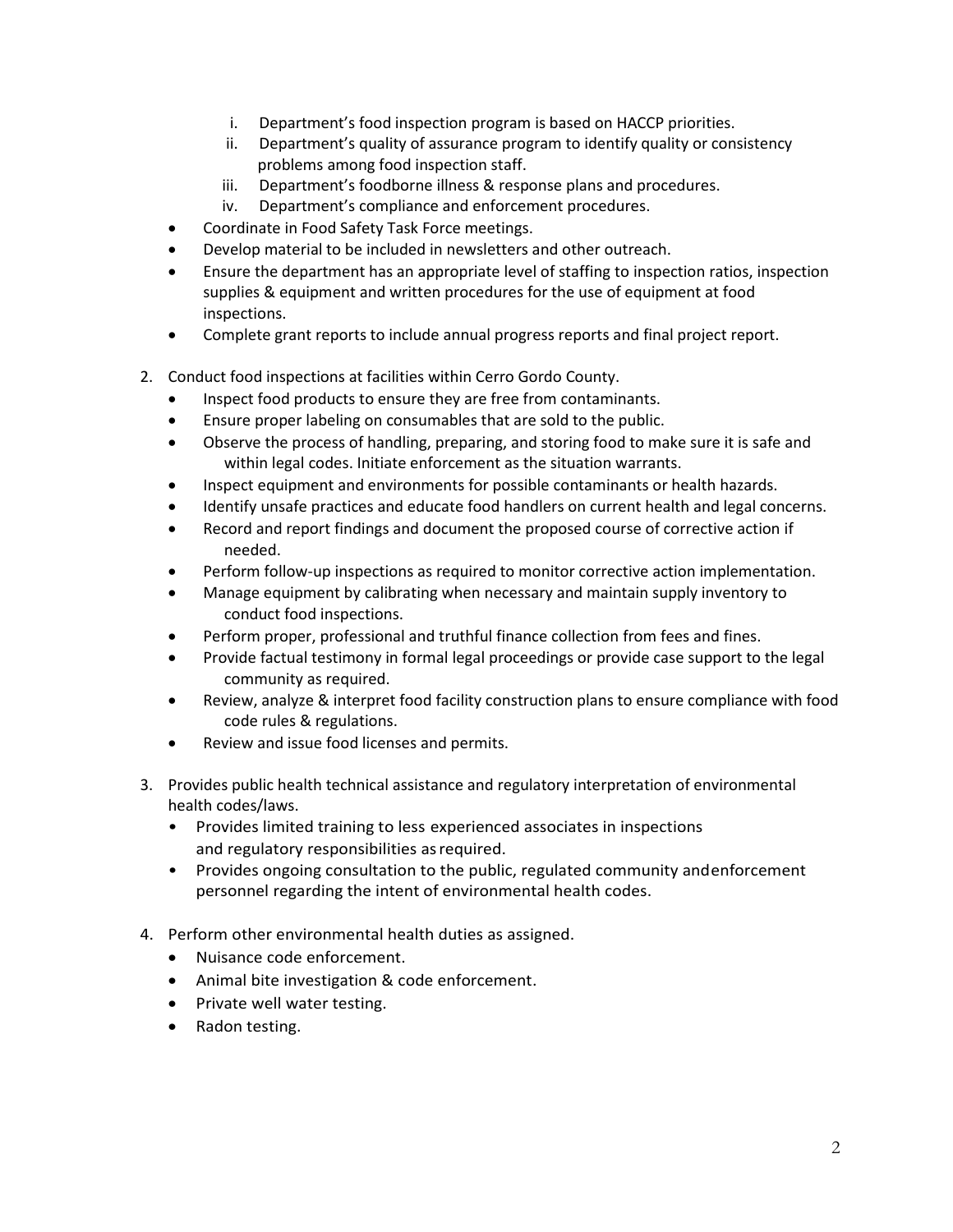i. Department's food inspection program is based on HACCP priorities.
   ii. Department's quality of assurance program to identify quality or consistency problems among food inspection staff.
   iii. Department's foodborne illness & response plans and procedures.
   iv. Department's compliance and enforcement procedures.
- Coordinate in Food Safety Task Force meetings.
- Develop material to be included in newsletters and other outreach.
- Ensure the department has an appropriate level of staffing to inspection ratios, inspection supplies & equipment and written procedures for the use of equipment at food inspections.
- Complete grant reports to include annual progress reports and final project report.

2. Conduct food inspections at facilities within Cerro Gordo County.
   - Inspect food products to ensure they are free from contaminants.
   - Ensure proper labeling on consumables that are sold to the public.
   - Observe the process of handling, preparing, and storing food to make sure it is safe and within legal codes. Initiate enforcement as the situation warrants.
   - Inspect equipment and environments for possible contaminants or health hazards.
   - Identify unsafe practices and educate food handlers on current health and legal concerns.
   - Record and report findings and document the proposed course of corrective action if needed.
   - Perform follow-up inspections as required to monitor corrective action implementation.
   - Manage equipment by calibrating when necessary and maintain supply inventory to conduct food inspections.
   - Perform proper, professional and truthful finance collection from fees and fines.
   - Provide factual testimony in formal legal proceedings or provide case support to the legal community as required.
   - Review, analyze & interpret food facility construction plans to ensure compliance with food code rules & regulations.
   - Review and issue food licenses and permits.

3. Provides public health technical assistance and regulatory interpretation of environmental health codes/laws.
   - Provides limited training to less experienced associates in inspections and regulatory responsibilities as required.
   - Provides ongoing consultation to the public, regulated community and enforcement personnel regarding the intent of environmental health codes.

4. Perform other environmental health duties as assigned.
   - Nuisance code enforcement.
   - Animal bite investigation & code enforcement.
   - Private well water testing.
   - Radon testing.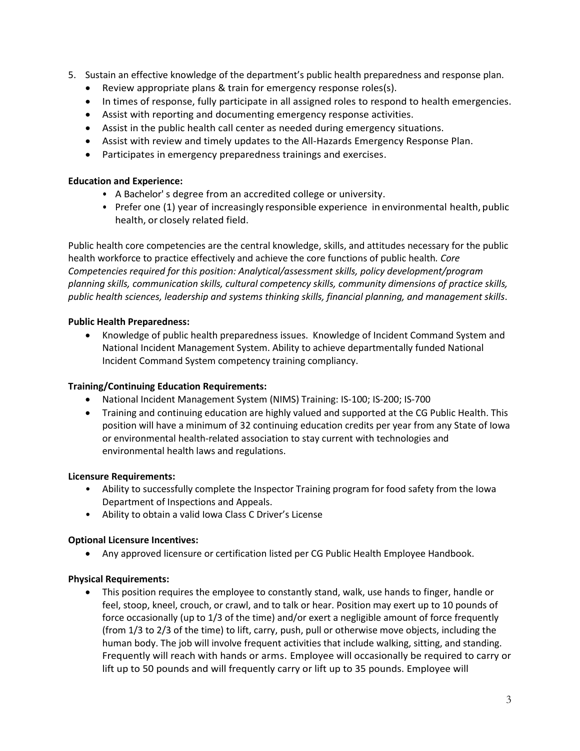5. Sustain an effective knowledge of the department's public health preparedness and response plan.
   - Review appropriate plans & train for emergency response roles(s).
   - In times of response, fully participate in all assigned roles to respond to health emergencies.
   - Assist with reporting and documenting emergency response activities.
   - Assist in the public health call center as needed during emergency situations.
   - Assist with review and timely updates to the All-Hazards Emergency Response Plan.
   - Participates in emergency preparedness trainings and exercises.

**Education and Experience:**

- A Bachelor' s degree from an accredited college or university.
- Prefer one (1) year of increasingly responsible experience in environmental health, public health, or closely related field.

Public health core competencies are the central knowledge, skills, and attitudes necessary for the public health workforce to practice effectively and achieve the core functions of public health. *Core Competencies required for this position: Analytical/assessment skills, policy development/program planning skills, communication skills, cultural competency skills, community dimensions of practice skills, public health sciences, leadership and systems thinking skills, financial planning, and management skills*.

**Public Health Preparedness:**

- Knowledge of public health preparedness issues. Knowledge of Incident Command System and National Incident Management System. Ability to achieve departmentally funded National Incident Command System competency training compliancy.

**Training/Continuing Education Requirements:**

- National Incident Management System (NIMS) Training: IS-100; IS-200; IS-700
- Training and continuing education are highly valued and supported at the CG Public Health. This position will have a minimum of 32 continuing education credits per year from any State of Iowa or environmental health-related association to stay current with technologies and environmental health laws and regulations.

**Licensure Requirements:**

- Ability to successfully complete the Inspector Training program for food safety from the Iowa Department of Inspections and Appeals.
- Ability to obtain a valid Iowa Class C Driver's License

**Optional Licensure Incentives:**

- Any approved licensure or certification listed per CG Public Health Employee Handbook.

**Physical Requirements:**

- This position requires the employee to constantly stand, walk, use hands to finger, handle or feel, stoop, kneel, crouch, or crawl, and to talk or hear. Position may exert up to 10 pounds of force occasionally (up to 1/3 of the time) and/or exert a negligible amount of force frequently (from 1/3 to 2/3 of the time) to lift, carry, push, pull or otherwise move objects, including the human body. The job will involve frequent activities that include walking, sitting, and standing. Frequently will reach with hands or arms. Employee will occasionally be required to carry or lift up to 50 pounds and will frequently carry or lift up to 35 pounds. Employee will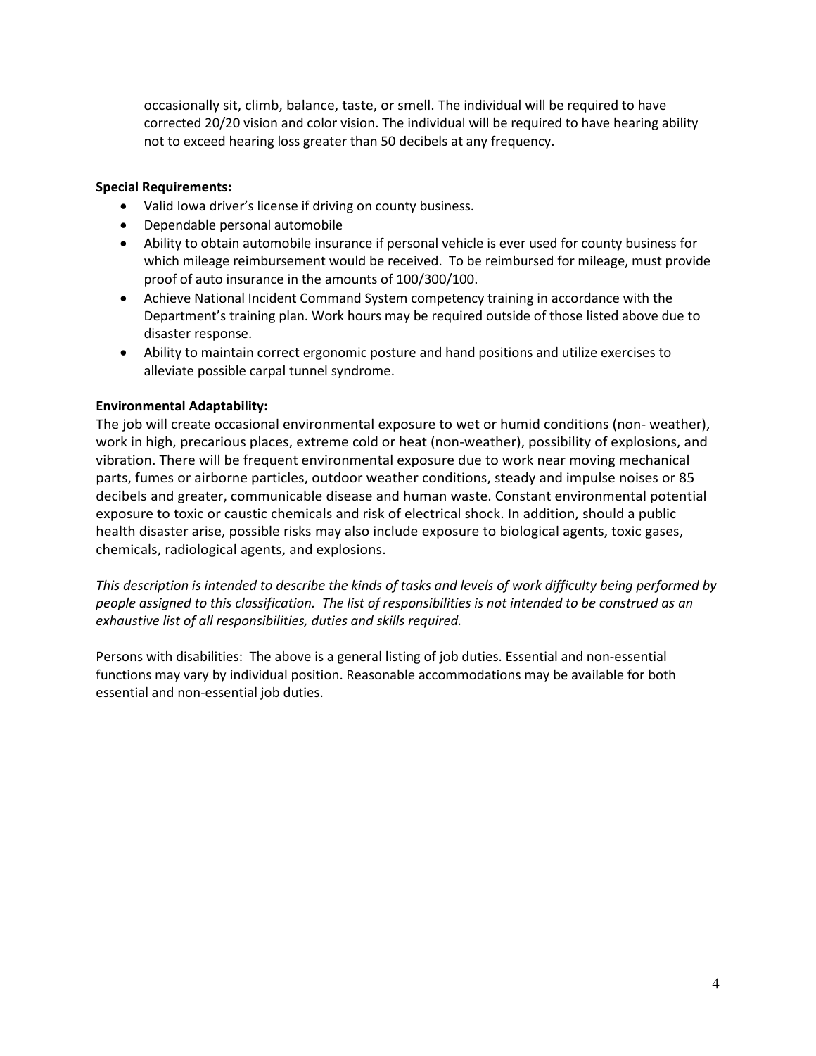occasionally sit, climb, balance, taste, or smell. The individual will be required to have corrected 20/20 vision and color vision. The individual will be required to have hearing ability not to exceed hearing loss greater than 50 decibels at any frequency.

**Special Requirements:**

- Valid Iowa driver's license if driving on county business.
- Dependable personal automobile
- Ability to obtain automobile insurance if personal vehicle is ever used for county business for which mileage reimbursement would be received. To be reimbursed for mileage, must provide proof of auto insurance in the amounts of 100/300/100.
- Achieve National Incident Command System competency training in accordance with the Department's training plan. Work hours may be required outside of those listed above due to disaster response.
- Ability to maintain correct ergonomic posture and hand positions and utilize exercises to alleviate possible carpal tunnel syndrome.

**Environmental Adaptability:**

The job will create occasional environmental exposure to wet or humid conditions (non- weather), work in high, precarious places, extreme cold or heat (non-weather), possibility of explosions, and vibration. There will be frequent environmental exposure due to work near moving mechanical parts, fumes or airborne particles, outdoor weather conditions, steady and impulse noises or 85 decibels and greater, communicable disease and human waste. Constant environmental potential exposure to toxic or caustic chemicals and risk of electrical shock. In addition, should a public health disaster arise, possible risks may also include exposure to biological agents, toxic gases, chemicals, radiological agents, and explosions.

*This description is intended to describe the kinds of tasks and levels of work difficulty being performed by people assigned to this classification. The list of responsibilities is not intended to be construed as an exhaustive list of all responsibilities, duties and skills required.*

Persons with disabilities: The above is a general listing of job duties. Essential and non-essential functions may vary by individual position. Reasonable accommodations may be available for both essential and non-essential job duties.